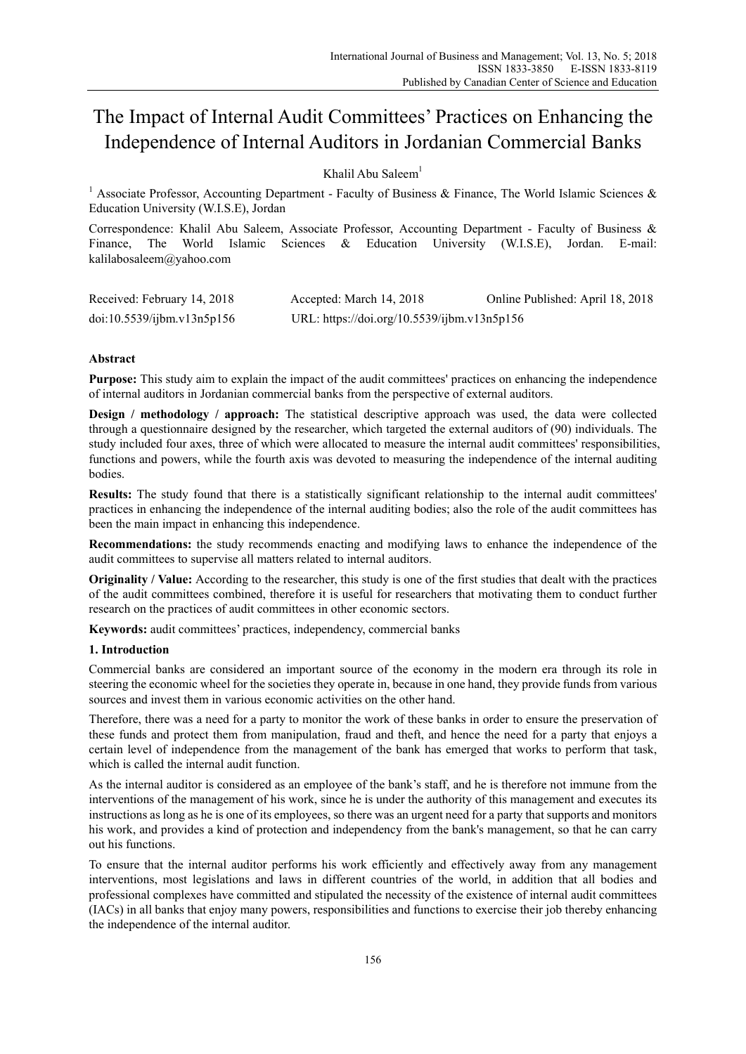# The Impact of Internal Audit Committees' Practices on Enhancing the Independence of Internal Auditors in Jordanian Commercial Banks

Khalil Abu Saleem[1]

[1] Associate Professor, Accounting Department - Faculty of Business & Finance, The World Islamic Sciences & Education University (W.I.S.E), Jordan

Correspondence: Khalil Abu Saleem, Associate Professor, Accounting Department - Faculty of Business & Finance, The World Islamic Sciences & Education University (W.I.S.E), Jordan. E-mail: kalilabosaleem@yahoo.com

Received: February 14, 2018 Accepted: March 14, 2018 Online Published: April 18, 2018

doi:10.5539/ijbm.v13n5p156 URL: https://doi.org/10.5539/ijbm.v13n5p156

## Abstract

**Purpose:** This study aim to explain the impact of the audit committees' practices on enhancing the independence of internal auditors in Jordanian commercial banks from the perspective of external auditors.

**Design / methodology / approach:** The statistical descriptive approach was used, the data were collected through a questionnaire designed by the researcher, which targeted the external auditors of (90) individuals. The study included four axes, three of which were allocated to measure the internal audit committees' responsibilities, functions and powers, while the fourth axis was devoted to measuring the independence of the internal auditing bodies.

**Results:** The study found that there is a statistically significant relationship to the internal audit committees' practices in enhancing the independence of the internal auditing bodies; also the role of the audit committees has been the main impact in enhancing this independence.

**Recommendations:** the study recommends enacting and modifying laws to enhance the independence of the audit committees to supervise all matters related to internal auditors.

**Originality / Value:** According to the researcher, this study is one of the first studies that dealt with the practices of the audit committees combined, therefore it is useful for researchers that motivating them to conduct further research on the practices of audit committees in other economic sectors.

**Keywords:** audit committees' practices, independency, commercial banks

## 1. Introduction

Commercial banks are considered an important source of the economy in the modern era through its role in steering the economic wheel for the societies they operate in, because in one hand, they provide funds from various sources and invest them in various economic activities on the other hand.

Therefore, there was a need for a party to monitor the work of these banks in order to ensure the preservation of these funds and protect them from manipulation, fraud and theft, and hence the need for a party that enjoys a certain level of independence from the management of the bank has emerged that works to perform that task, which is called the internal audit function.

As the internal auditor is considered as an employee of the bank's staff, and he is therefore not immune from the interventions of the management of his work, since he is under the authority of this management and executes its instructions as long as he is one of its employees, so there was an urgent need for a party that supports and monitors his work, and provides a kind of protection and independency from the bank's management, so that he can carry out his functions.

To ensure that the internal auditor performs his work efficiently and effectively away from any management interventions, most legislations and laws in different countries of the world, in addition that all bodies and professional complexes have committed and stipulated the necessity of the existence of internal audit committees (IACs) in all banks that enjoy many powers, responsibilities and functions to exercise their job thereby enhancing the independence of the internal auditor.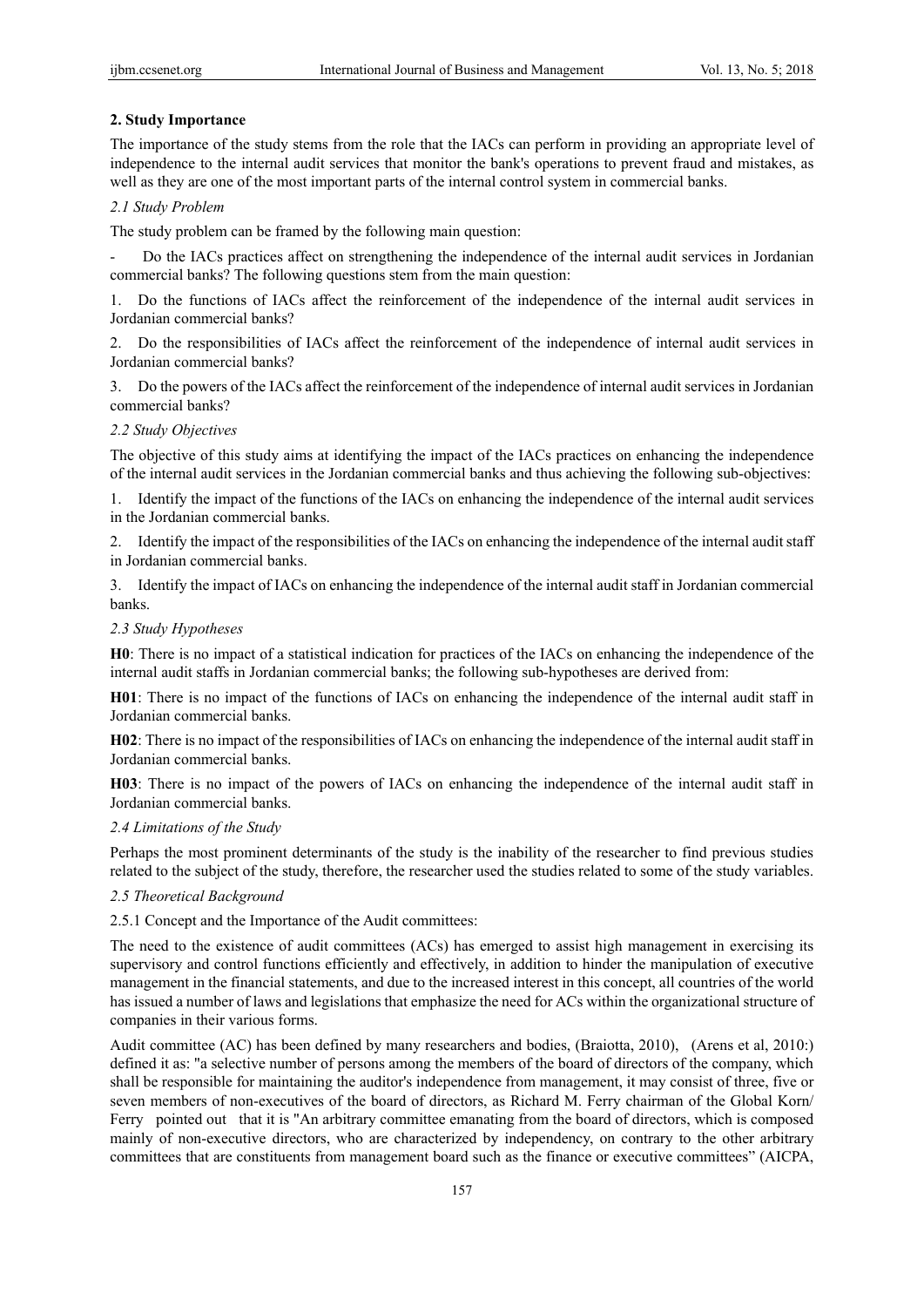## 2. Study Importance

The importance of the study stems from the role that the IACs can perform in providing an appropriate level of independence to the internal audit services that monitor the bank's operations to prevent fraud and mistakes, as well as they are one of the most important parts of the internal control system in commercial banks.

### *2.1 Study Problem*

The study problem can be framed by the following main question:

- Do the IACs practices affect on strengthening the independence of the internal audit services in Jordanian commercial banks? The following questions stem from the main question:

1. Do the functions of IACs affect the reinforcement of the independence of the internal audit services in Jordanian commercial banks?

2. Do the responsibilities of IACs affect the reinforcement of the independence of internal audit services in Jordanian commercial banks?

3. Do the powers of the IACs affect the reinforcement of the independence of internal audit services in Jordanian commercial banks?

### *2.2 Study Objectives*

The objective of this study aims at identifying the impact of the IACs practices on enhancing the independence of the internal audit services in the Jordanian commercial banks and thus achieving the following sub-objectives:

1. Identify the impact of the functions of the IACs on enhancing the independence of the internal audit services in the Jordanian commercial banks.

2. Identify the impact of the responsibilities of the IACs on enhancing the independence of the internal audit staff in Jordanian commercial banks.

3. Identify the impact of IACs on enhancing the independence of the internal audit staff in Jordanian commercial banks.

### *2.3 Study Hypotheses*

**H0**: There is no impact of a statistical indication for practices of the IACs on enhancing the independence of the internal audit staffs in Jordanian commercial banks; the following sub-hypotheses are derived from:

**H01**: There is no impact of the functions of IACs on enhancing the independence of the internal audit staff in Jordanian commercial banks.

**H02**: There is no impact of the responsibilities of IACs on enhancing the independence of the internal audit staff in Jordanian commercial banks.

**H03**: There is no impact of the powers of IACs on enhancing the independence of the internal audit staff in Jordanian commercial banks.

### *2.4 Limitations of the Study*

Perhaps the most prominent determinants of the study is the inability of the researcher to find previous studies related to the subject of the study, therefore, the researcher used the studies related to some of the study variables.

### *2.5 Theoretical Background*

2.5.1 Concept and the Importance of the Audit committees:

The need to the existence of audit committees (ACs) has emerged to assist high management in exercising its supervisory and control functions efficiently and effectively, in addition to hinder the manipulation of executive management in the financial statements, and due to the increased interest in this concept, all countries of the world has issued a number of laws and legislations that emphasize the need for ACs within the organizational structure of companies in their various forms.

Audit committee (AC) has been defined by many researchers and bodies, (Braiotta, 2010), (Arens et al, 2010:) defined it as: "a selective number of persons among the members of the board of directors of the company, which shall be responsible for maintaining the auditor's independence from management, it may consist of three, five or seven members of non-executives of the board of directors, as Richard M. Ferry chairman of the Global Korn/ Ferry pointed out that it is "An arbitrary committee emanating from the board of directors, which is composed mainly of non-executive directors, who are characterized by independency, on contrary to the other arbitrary committees that are constituents from management board such as the finance or executive committees" (AICPA,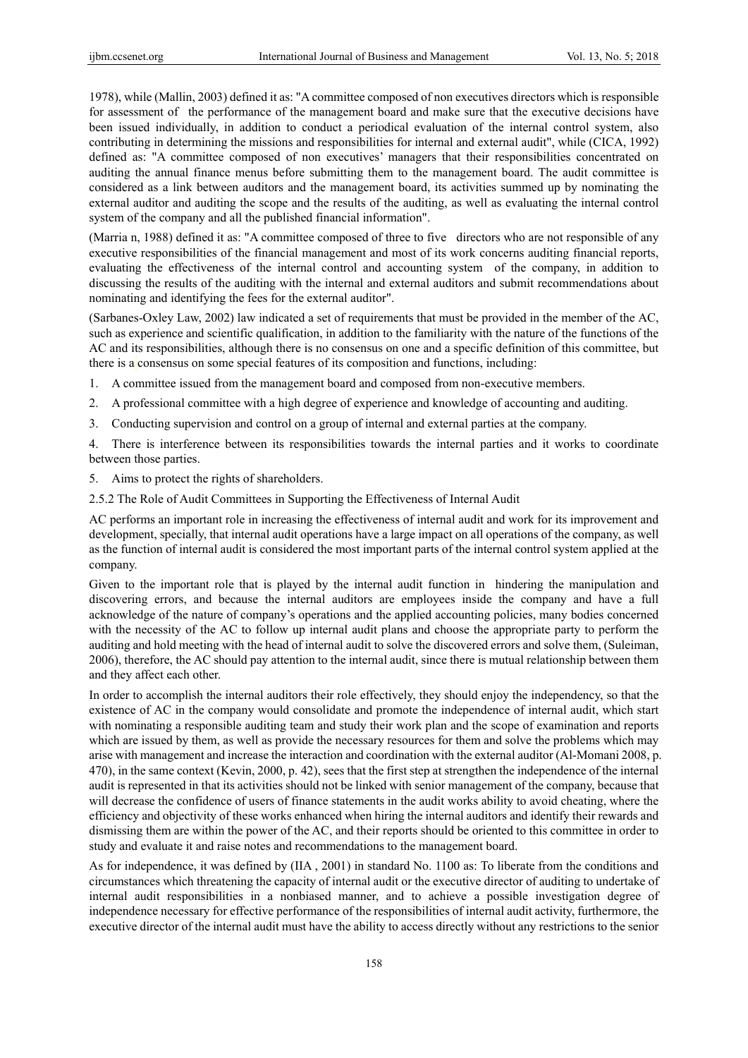1978), while (Mallin, 2003) defined it as: "A committee composed of non executives directors which is responsible for assessment of the performance of the management board and make sure that the executive decisions have been issued individually, in addition to conduct a periodical evaluation of the internal control system, also contributing in determining the missions and responsibilities for internal and external audit", while (CICA, 1992) defined as: "A committee composed of non executives' managers that their responsibilities concentrated on auditing the annual finance menus before submitting them to the management board. The audit committee is considered as a link between auditors and the management board, its activities summed up by nominating the external auditor and auditing the scope and the results of the auditing, as well as evaluating the internal control system of the company and all the published financial information".

(Marria n, 1988) defined it as: "A committee composed of three to five directors who are not responsible of any executive responsibilities of the financial management and most of its work concerns auditing financial reports, evaluating the effectiveness of the internal control and accounting system of the company, in addition to discussing the results of the auditing with the internal and external auditors and submit recommendations about nominating and identifying the fees for the external auditor".

(Sarbanes-Oxley Law, 2002) law indicated a set of requirements that must be provided in the member of the AC, such as experience and scientific qualification, in addition to the familiarity with the nature of the functions of the AC and its responsibilities, although there is no consensus on one and a specific definition of this committee, but there is a consensus on some special features of its composition and functions, including:

1. A committee issued from the management board and composed from non-executive members.
2. A professional committee with a high degree of experience and knowledge of accounting and auditing.
3. Conducting supervision and control on a group of internal and external parties at the company.
4. There is interference between its responsibilities towards the internal parties and it works to coordinate between those parties.
5. Aims to protect the rights of shareholders.

### 2.5.2 The Role of Audit Committees in Supporting the Effectiveness of Internal Audit

AC performs an important role in increasing the effectiveness of internal audit and work for its improvement and development, specially, that internal audit operations have a large impact on all operations of the company, as well as the function of internal audit is considered the most important parts of the internal control system applied at the company.

Given to the important role that is played by the internal audit function in hindering the manipulation and discovering errors, and because the internal auditors are employees inside the company and have a full acknowledge of the nature of company's operations and the applied accounting policies, many bodies concerned with the necessity of the AC to follow up internal audit plans and choose the appropriate party to perform the auditing and hold meeting with the head of internal audit to solve the discovered errors and solve them, (Suleiman, 2006), therefore, the AC should pay attention to the internal audit, since there is mutual relationship between them and they affect each other.

In order to accomplish the internal auditors their role effectively, they should enjoy the independency, so that the existence of AC in the company would consolidate and promote the independence of internal audit, which start with nominating a responsible auditing team and study their work plan and the scope of examination and reports which are issued by them, as well as provide the necessary resources for them and solve the problems which may arise with management and increase the interaction and coordination with the external auditor (Al-Momani 2008, p. 470), in the same context (Kevin, 2000, p. 42), sees that the first step at strengthen the independence of the internal audit is represented in that its activities should not be linked with senior management of the company, because that will decrease the confidence of users of finance statements in the audit works ability to avoid cheating, where the efficiency and objectivity of these works enhanced when hiring the internal auditors and identify their rewards and dismissing them are within the power of the AC, and their reports should be oriented to this committee in order to study and evaluate it and raise notes and recommendations to the management board.

As for independence, it was defined by (IIA , 2001) in standard No. 1100 as: To liberate from the conditions and circumstances which threatening the capacity of internal audit or the executive director of auditing to undertake of internal audit responsibilities in a nonbiased manner, and to achieve a possible investigation degree of independence necessary for effective performance of the responsibilities of internal audit activity, furthermore, the executive director of the internal audit must have the ability to access directly without any restrictions to the senior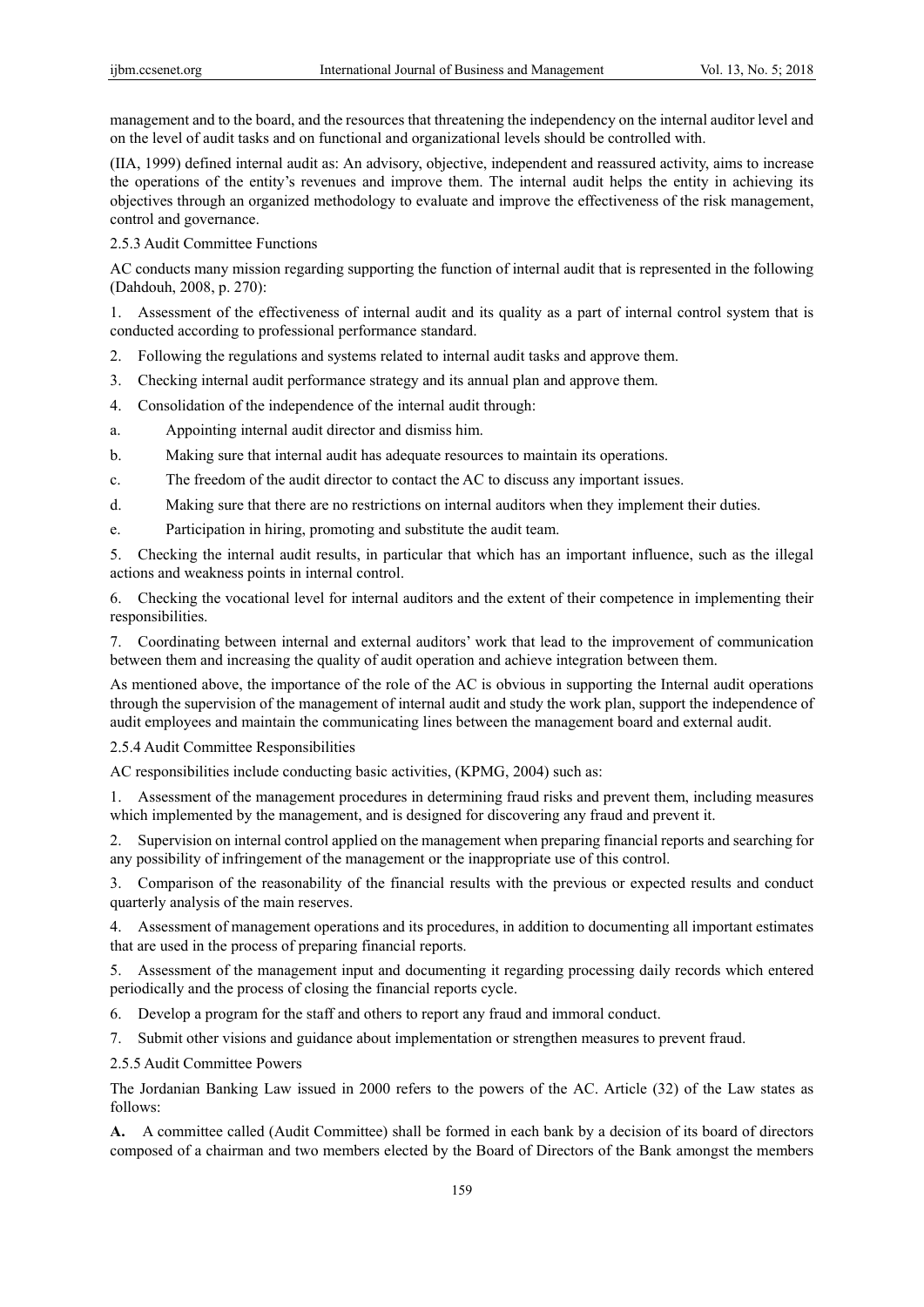management and to the board, and the resources that threatening the independency on the internal auditor level and on the level of audit tasks and on functional and organizational levels should be controlled with.

(IIA, 1999) defined internal audit as: An advisory, objective, independent and reassured activity, aims to increase the operations of the entity's revenues and improve them. The internal audit helps the entity in achieving its objectives through an organized methodology to evaluate and improve the effectiveness of the risk management, control and governance.

### 2.5.3 Audit Committee Functions

AC conducts many mission regarding supporting the function of internal audit that is represented in the following (Dahdouh, 2008, p. 270):

1. Assessment of the effectiveness of internal audit and its quality as a part of internal control system that is conducted according to professional performance standard.
2. Following the regulations and systems related to internal audit tasks and approve them.
3. Checking internal audit performance strategy and its annual plan and approve them.
4. Consolidation of the independence of the internal audit through:
   a. Appointing internal audit director and dismiss him.
   b. Making sure that internal audit has adequate resources to maintain its operations.
   c. The freedom of the audit director to contact the AC to discuss any important issues.
   d. Making sure that there are no restrictions on internal auditors when they implement their duties.
   e. Participation in hiring, promoting and substitute the audit team.
5. Checking the internal audit results, in particular that which has an important influence, such as the illegal actions and weakness points in internal control.
6. Checking the vocational level for internal auditors and the extent of their competence in implementing their responsibilities.
7. Coordinating between internal and external auditors' work that lead to the improvement of communication between them and increasing the quality of audit operation and achieve integration between them.

As mentioned above, the importance of the role of the AC is obvious in supporting the Internal audit operations through the supervision of the management of internal audit and study the work plan, support the independence of audit employees and maintain the communicating lines between the management board and external audit.

### 2.5.4 Audit Committee Responsibilities

AC responsibilities include conducting basic activities, (KPMG, 2004) such as:

1. Assessment of the management procedures in determining fraud risks and prevent them, including measures which implemented by the management, and is designed for discovering any fraud and prevent it.
2. Supervision on internal control applied on the management when preparing financial reports and searching for any possibility of infringement of the management or the inappropriate use of this control.
3. Comparison of the reasonability of the financial results with the previous or expected results and conduct quarterly analysis of the main reserves.
4. Assessment of management operations and its procedures, in addition to documenting all important estimates that are used in the process of preparing financial reports.
5. Assessment of the management input and documenting it regarding processing daily records which entered periodically and the process of closing the financial reports cycle.
6. Develop a program for the staff and others to report any fraud and immoral conduct.
7. Submit other visions and guidance about implementation or strengthen measures to prevent fraud.

### 2.5.5 Audit Committee Powers

The Jordanian Banking Law issued in 2000 refers to the powers of the AC. Article (32) of the Law states as follows:

**A.** A committee called (Audit Committee) shall be formed in each bank by a decision of its board of directors composed of a chairman and two members elected by the Board of Directors of the Bank amongst the members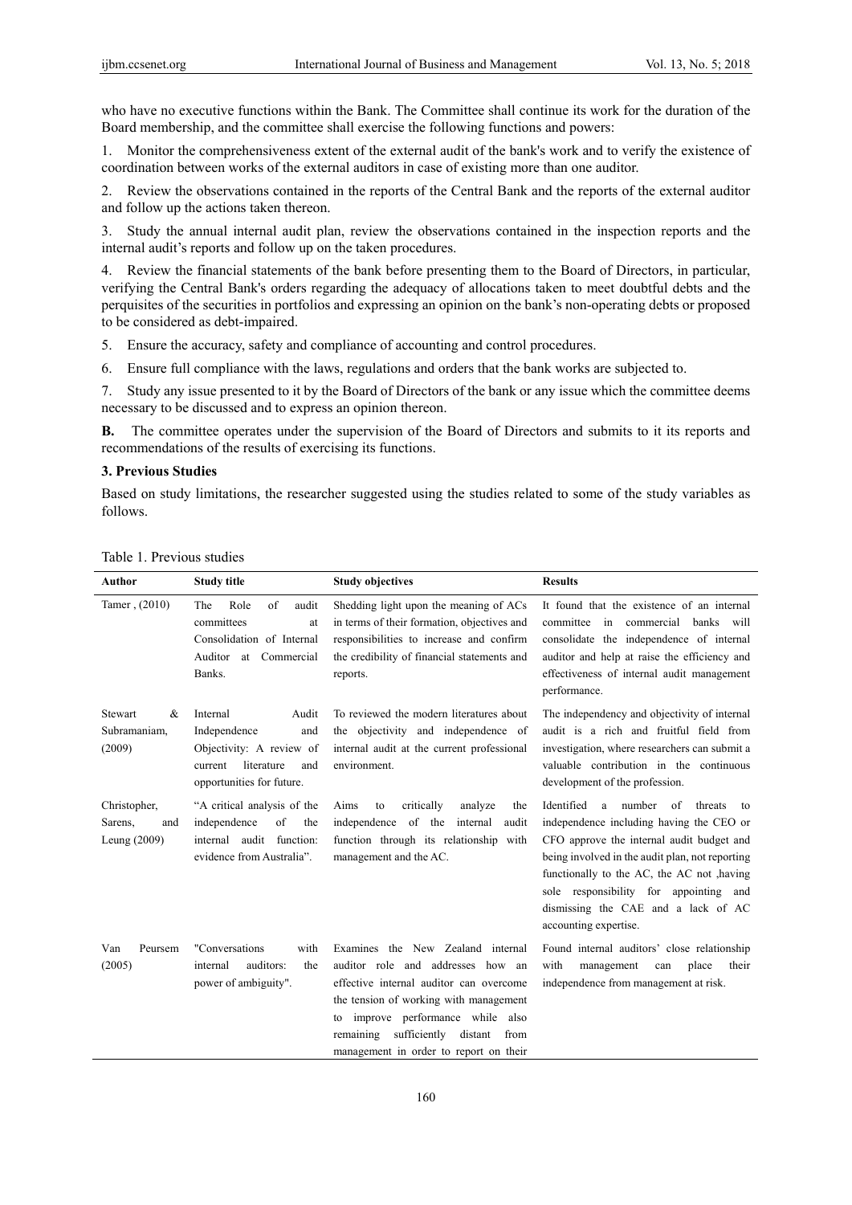who have no executive functions within the Bank. The Committee shall continue its work for the duration of the Board membership, and the committee shall exercise the following functions and powers:

1. Monitor the comprehensiveness extent of the external audit of the bank's work and to verify the existence of coordination between works of the external auditors in case of existing more than one auditor.

2. Review the observations contained in the reports of the Central Bank and the reports of the external auditor and follow up the actions taken thereon.

3. Study the annual internal audit plan, review the observations contained in the inspection reports and the internal audit's reports and follow up on the taken procedures.

4. Review the financial statements of the bank before presenting them to the Board of Directors, in particular, verifying the Central Bank's orders regarding the adequacy of allocations taken to meet doubtful debts and the perquisites of the securities in portfolios and expressing an opinion on the bank's non-operating debts or proposed to be considered as debt-impaired.

5. Ensure the accuracy, safety and compliance of accounting and control procedures.

6. Ensure full compliance with the laws, regulations and orders that the bank works are subjected to.

7. Study any issue presented to it by the Board of Directors of the bank or any issue which the committee deems necessary to be discussed and to express an opinion thereon.

**B.** The committee operates under the supervision of the Board of Directors and submits to it its reports and recommendations of the results of exercising its functions.

## 3. Previous Studies

Based on study limitations, the researcher suggested using the studies related to some of the study variables as follows.

Table 1. Previous studies

| Author | Study title | Study objectives | Results |
|---|---|---|---|
| Tamer , (2010) | The Role of audit committees at Consolidation of Internal Auditor at Commercial Banks. | Shedding light upon the meaning of ACs in terms of their formation, objectives and responsibilities to increase and confirm the credibility of financial statements and reports. | It found that the existence of an internal committee in commercial banks will consolidate the independence of internal auditor and help at raise the efficiency and effectiveness of internal audit management performance. |
| Stewart & Subramaniam, (2009) | Internal Audit Independence and Objectivity: A review of current literature and opportunities for future. | To reviewed the modern literatures about the objectivity and independence of internal audit at the current professional environment. | The independency and objectivity of internal audit is a rich and fruitful field from investigation, where researchers can submit a valuable contribution in the continuous development of the profession. |
| Christopher, Sarens, and Leung (2009) | "A critical analysis of the independence of the internal audit function: evidence from Australia". | Aims to critically analyze the independence of the internal audit function through its relationship with management and the AC. | Identified a number of threats to independence including having the CEO or CFO approve the internal audit budget and being involved in the audit plan, not reporting functionally to the AC, the AC not ,having sole responsibility for appointing and dismissing the CAE and a lack of AC accounting expertise. |
| Van Peursem (2005) | "Conversations with internal auditors: the power of ambiguity". | Examines the New Zealand internal auditor role and addresses how an effective internal auditor can overcome the tension of working with management to improve performance while also remaining sufficiently distant from management in order to report on their | Found internal auditors' close relationship with management can place their independence from management at risk. |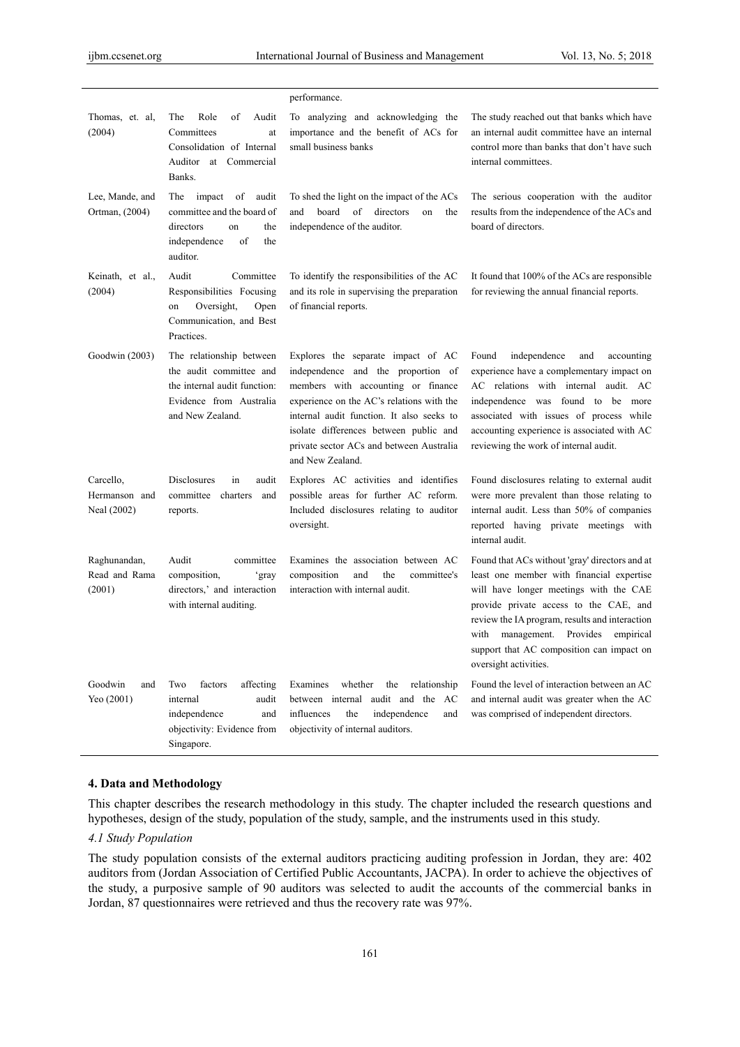| | | performance. | |
|---|---|---|---|
| Thomas, et. al, (2004) | The Role of Audit Committees at Consolidation of Internal Auditor at Commercial Banks. | To analyzing and acknowledging the importance and the benefit of ACs for small business banks | The study reached out that banks which have an internal audit committee have an internal control more than banks that don't have such internal committees. |
| Lee, Mande, and Ortman, (2004) | The impact of audit committee and the board of directors on the independence of the auditor. | To shed the light on the impact of the ACs and board of directors on the independence of the auditor. | The serious cooperation with the auditor results from the independence of the ACs and board of directors. |
| Keinath, et al., (2004) | Audit Committee Responsibilities Focusing on Oversight, Open Communication, and Best Practices. | To identify the responsibilities of the AC and its role in supervising the preparation of financial reports. | It found that 100% of the ACs are responsible for reviewing the annual financial reports. |
| Goodwin (2003) | The relationship between the audit committee and the internal audit function: Evidence from Australia and New Zealand. | Explores the separate impact of AC independence and the proportion of members with accounting or finance experience on the AC's relations with the internal audit function. It also seeks to isolate differences between public and private sector ACs and between Australia and New Zealand. | Found independence and accounting experience have a complementary impact on AC relations with internal audit. AC independence was found to be more associated with issues of process while accounting experience is associated with AC reviewing the work of internal audit. |
| Carcello, Hermanson and Neal (2002) | Disclosures in audit committee charters and reports. | Explores AC activities and identifies possible areas for further AC reform. Included disclosures relating to auditor oversight. | Found disclosures relating to external audit were more prevalent than those relating to internal audit. Less than 50% of companies reported having private meetings with internal audit. |
| Raghunandan, Read and Rama (2001) | Audit committee composition, 'gray directors,' and interaction with internal auditing. | Examines the association between AC composition and the committee's interaction with internal audit. | Found that ACs without 'gray' directors and at least one member with financial expertise will have longer meetings with the CAE provide private access to the CAE, and review the IA program, results and interaction with management. Provides empirical support that AC composition can impact on oversight activities. |
| Goodwin and Yeo (2001) | Two factors affecting internal audit independence and objectivity: Evidence from Singapore. | Examines whether the relationship between internal audit and the AC influences the independence and objectivity of internal auditors. | Found the level of interaction between an AC and internal audit was greater when the AC was comprised of independent directors. |

## 4. Data and Methodology

This chapter describes the research methodology in this study. The chapter included the research questions and hypotheses, design of the study, population of the study, sample, and the instruments used in this study.

### *4.1 Study Population*

The study population consists of the external auditors practicing auditing profession in Jordan, they are: 402 auditors from (Jordan Association of Certified Public Accountants, JACPA). In order to achieve the objectives of the study, a purposive sample of 90 auditors was selected to audit the accounts of the commercial banks in Jordan, 87 questionnaires were retrieved and thus the recovery rate was 97%.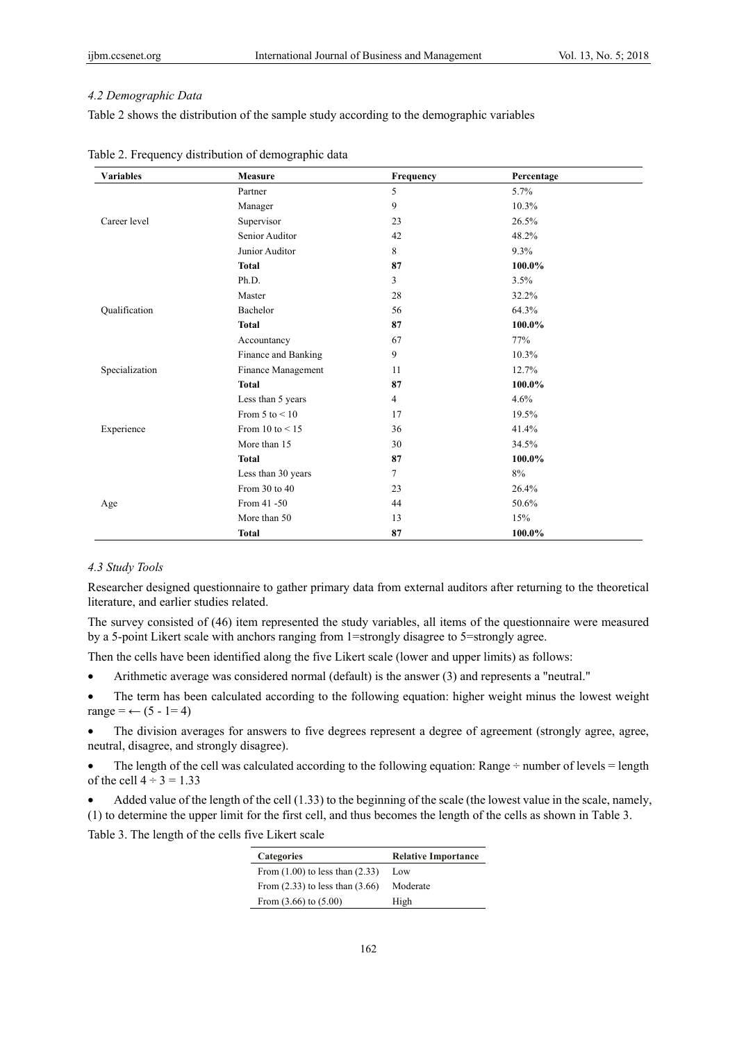### *4.2 Demographic Data*

Table 2 shows the distribution of the sample study according to the demographic variables

Table 2. Frequency distribution of demographic data

| Variables | Measure | Frequency | Percentage |
|---|---|---|---|
| | Partner | 5 | 5.7% |
| | Manager | 9 | 10.3% |
| Career level | Supervisor | 23 | 26.5% |
| | Senior Auditor | 42 | 48.2% |
| | Junior Auditor | 8 | 9.3% |
| | **Total** | **87** | **100.0%** |
| | Ph.D. | 3 | 3.5% |
| | Master | 28 | 32.2% |
| Qualification | Bachelor | 56 | 64.3% |
| | **Total** | **87** | **100.0%** |
| | Accountancy | 67 | 77% |
| | Finance and Banking | 9 | 10.3% |
| Specialization | Finance Management | 11 | 12.7% |
| | **Total** | **87** | **100.0%** |
| | Less than 5 years | 4 | 4.6% |
| | From 5 to < 10 | 17 | 19.5% |
| Experience | From 10 to < 15 | 36 | 41.4% |
| | More than 15 | 30 | 34.5% |
| | **Total** | **87** | **100.0%** |
| | Less than 30 years | 7 | 8% |
| | From 30 to 40 | 23 | 26.4% |
| Age | From 41 -50 | 44 | 50.6% |
| | More than 50 | 13 | 15% |
| | **Total** | **87** | **100.0%** |

### *4.3 Study Tools*

Researcher designed questionnaire to gather primary data from external auditors after returning to the theoretical literature, and earlier studies related.

The survey consisted of (46) item represented the study variables, all items of the questionnaire were measured by a 5-point Likert scale with anchors ranging from 1=strongly disagree to 5=strongly agree.

Then the cells have been identified along the five Likert scale (lower and upper limits) as follows:

- Arithmetic average was considered normal (default) is the answer (3) and represents a "neutral."
- The term has been calculated according to the following equation: higher weight minus the lowest weight range = ← (5 - 1= 4)
- The division averages for answers to five degrees represent a degree of agreement (strongly agree, agree, neutral, disagree, and strongly disagree).
- The length of the cell was calculated according to the following equation: Range ÷ number of levels = length of the cell 4 ÷ 3 = 1.33
- Added value of the length of the cell (1.33) to the beginning of the scale (the lowest value in the scale, namely, (1) to determine the upper limit for the first cell, and thus becomes the length of the cells as shown in Table 3.

Table 3. The length of the cells five Likert scale

| Categories | Relative Importance |
|---|---|
| From (1.00) to less than (2.33) | Low |
| From (2.33) to less than (3.66) | Moderate |
| From (3.66) to (5.00) | High |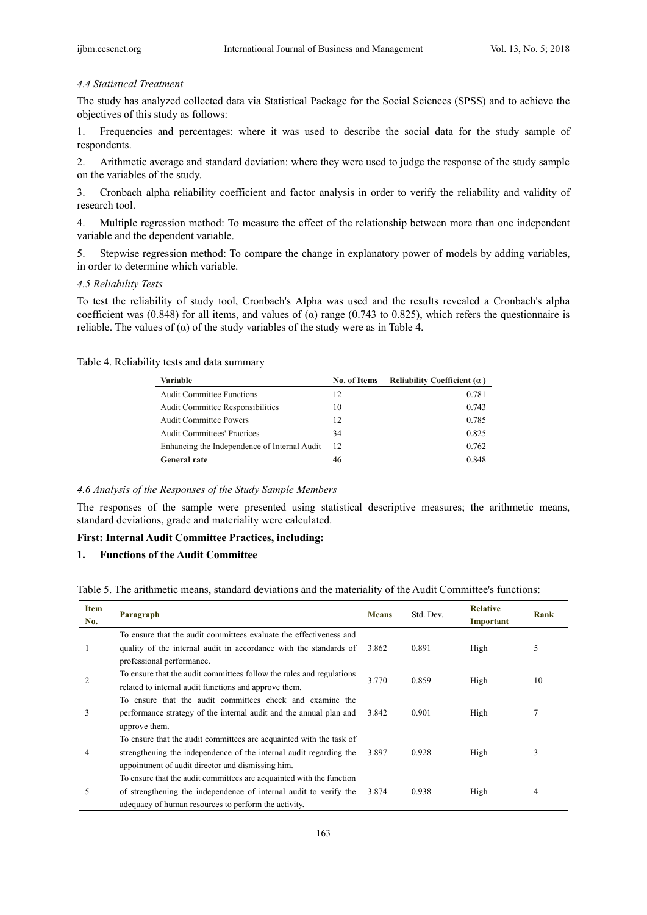### *4.4 Statistical Treatment*

The study has analyzed collected data via Statistical Package for the Social Sciences (SPSS) and to achieve the objectives of this study as follows:

1. Frequencies and percentages: where it was used to describe the social data for the study sample of respondents.

2. Arithmetic average and standard deviation: where they were used to judge the response of the study sample on the variables of the study.

3. Cronbach alpha reliability coefficient and factor analysis in order to verify the reliability and validity of research tool.

4. Multiple regression method: To measure the effect of the relationship between more than one independent variable and the dependent variable.

5. Stepwise regression method: To compare the change in explanatory power of models by adding variables, in order to determine which variable.

### *4.5 Reliability Tests*

To test the reliability of study tool, Cronbach's Alpha was used and the results revealed a Cronbach's alpha coefficient was (0.848) for all items, and values of (α) range (0.743 to 0.825), which refers the questionnaire is reliable. The values of (α) of the study variables of the study were as in Table 4.

Table 4. Reliability tests and data summary

| Variable | No. of Items | Reliability Coefficient (α ) |
|---|---|---|
| Audit Committee Functions | 12 | 0.781 |
| Audit Committee Responsibilities | 10 | 0.743 |
| Audit Committee Powers | 12 | 0.785 |
| Audit Committees' Practices | 34 | 0.825 |
| Enhancing the Independence of Internal Audit | 12 | 0.762 |
| **General rate** | **46** | 0.848 |

### *4.6 Analysis of the Responses of the Study Sample Members*

The responses of the sample were presented using statistical descriptive measures; the arithmetic means, standard deviations, grade and materiality were calculated.

**First: Internal Audit Committee Practices, including:**

**1. Functions of the Audit Committee**

Table 5. The arithmetic means, standard deviations and the materiality of the Audit Committee's functions:

| Item No. | Paragraph | Means | Std. Dev. | Relative Important | Rank |
|---|---|---|---|---|---|
| 1 | To ensure that the audit committees evaluate the effectiveness and quality of the internal audit in accordance with the standards of professional performance. | 3.862 | 0.891 | High | 5 |
| 2 | To ensure that the audit committees follow the rules and regulations related to internal audit functions and approve them. | 3.770 | 0.859 | High | 10 |
| 3 | To ensure that the audit committees check and examine the performance strategy of the internal audit and the annual plan and approve them. | 3.842 | 0.901 | High | 7 |
| 4 | To ensure that the audit committees are acquainted with the task of strengthening the independence of the internal audit regarding the appointment of audit director and dismissing him. | 3.897 | 0.928 | High | 3 |
| 5 | To ensure that the audit committees are acquainted with the function of strengthening the independence of internal audit to verify the adequacy of human resources to perform the activity. | 3.874 | 0.938 | High | 4 |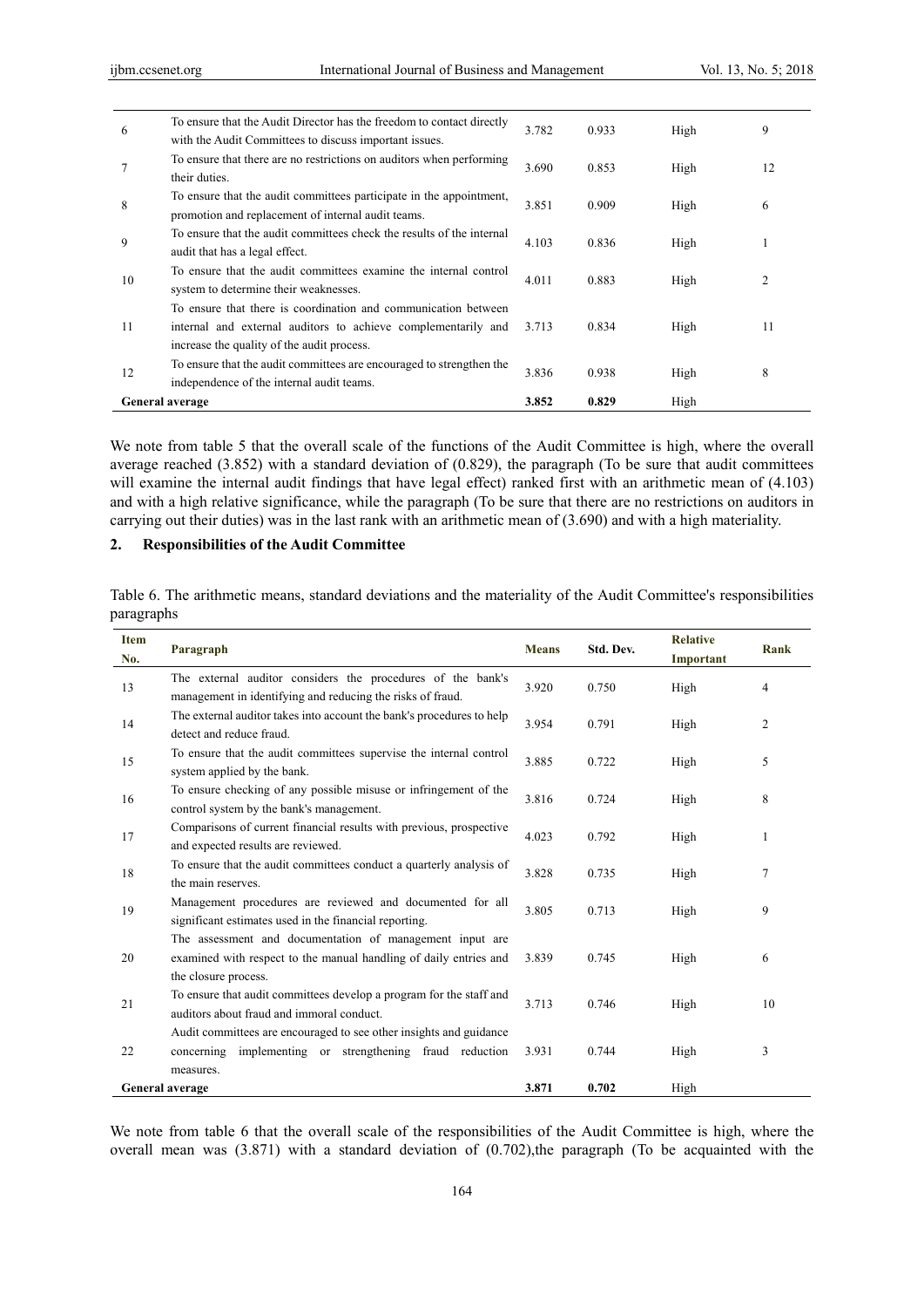| 6 | To ensure that the Audit Director has the freedom to contact directly with the Audit Committees to discuss important issues. | 3.782 | 0.933 | High | 9 |
|---|---|---|---|---|---|
| 7 | To ensure that there are no restrictions on auditors when performing their duties. | 3.690 | 0.853 | High | 12 |
| 8 | To ensure that the audit committees participate in the appointment, promotion and replacement of internal audit teams. | 3.851 | 0.909 | High | 6 |
| 9 | To ensure that the audit committees check the results of the internal audit that has a legal effect. | 4.103 | 0.836 | High | 1 |
| 10 | To ensure that the audit committees examine the internal control system to determine their weaknesses. | 4.011 | 0.883 | High | 2 |
| 11 | To ensure that there is coordination and communication between internal and external auditors to achieve complementarily and increase the quality of the audit process. | 3.713 | 0.834 | High | 11 |
| 12 | To ensure that the audit committees are encouraged to strengthen the independence of the internal audit teams. | 3.836 | 0.938 | High | 8 |
| **General average** | | **3.852** | **0.829** | High | |

We note from table 5 that the overall scale of the functions of the Audit Committee is high, where the overall average reached (3.852) with a standard deviation of (0.829), the paragraph (To be sure that audit committees will examine the internal audit findings that have legal effect) ranked first with an arithmetic mean of (4.103) and with a high relative significance, while the paragraph (To be sure that there are no restrictions on auditors in carrying out their duties) was in the last rank with an arithmetic mean of (3.690) and with a high materiality.

## 2. Responsibilities of the Audit Committee

Table 6. The arithmetic means, standard deviations and the materiality of the Audit Committee's responsibilities paragraphs

| Item No. | Paragraph | Means | Std. Dev. | Relative Important | Rank |
|---|---|---|---|---|---|
| 13 | The external auditor considers the procedures of the bank's management in identifying and reducing the risks of fraud. | 3.920 | 0.750 | High | 4 |
| 14 | The external auditor takes into account the bank's procedures to help detect and reduce fraud. | 3.954 | 0.791 | High | 2 |
| 15 | To ensure that the audit committees supervise the internal control system applied by the bank. | 3.885 | 0.722 | High | 5 |
| 16 | To ensure checking of any possible misuse or infringement of the control system by the bank's management. | 3.816 | 0.724 | High | 8 |
| 17 | Comparisons of current financial results with previous, prospective and expected results are reviewed. | 4.023 | 0.792 | High | 1 |
| 18 | To ensure that the audit committees conduct a quarterly analysis of the main reserves. | 3.828 | 0.735 | High | 7 |
| 19 | Management procedures are reviewed and documented for all significant estimates used in the financial reporting. | 3.805 | 0.713 | High | 9 |
| 20 | The assessment and documentation of management input are examined with respect to the manual handling of daily entries and the closure process. | 3.839 | 0.745 | High | 6 |
| 21 | To ensure that audit committees develop a program for the staff and auditors about fraud and immoral conduct. | 3.713 | 0.746 | High | 10 |
| 22 | Audit committees are encouraged to see other insights and guidance concerning implementing or strengthening fraud reduction measures. | 3.931 | 0.744 | High | 3 |
| **General average** | | **3.871** | **0.702** | High | |

We note from table 6 that the overall scale of the responsibilities of the Audit Committee is high, where the overall mean was (3.871) with a standard deviation of (0.702),the paragraph (To be acquainted with the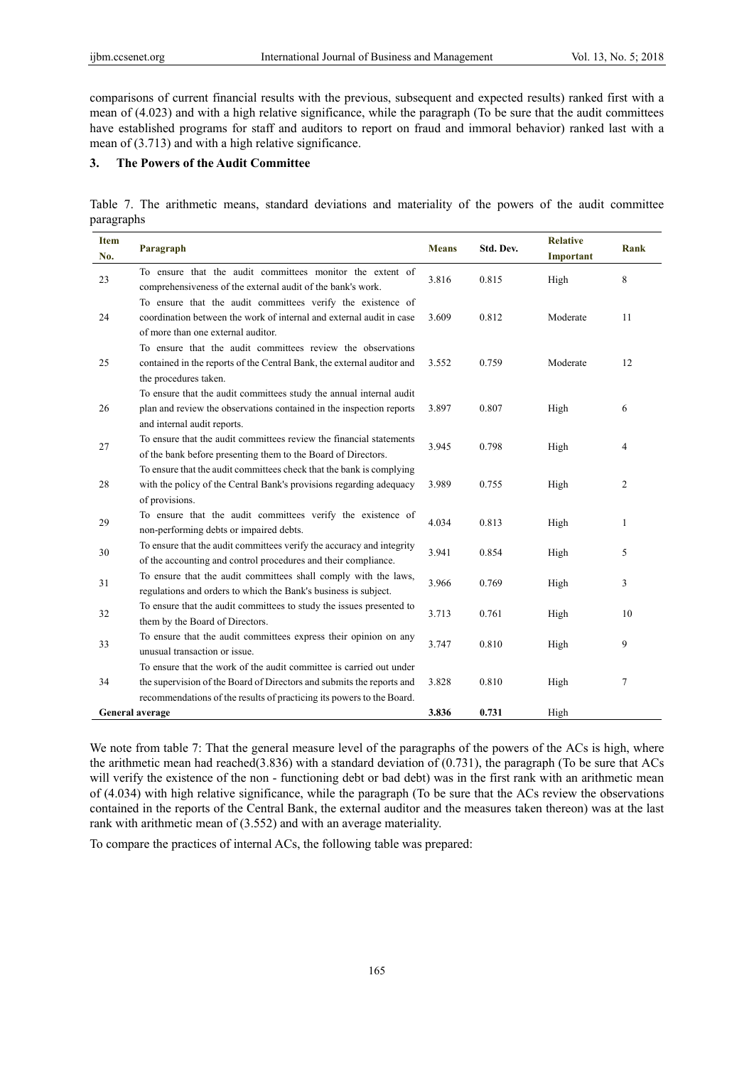comparisons of current financial results with the previous, subsequent and expected results) ranked first with a mean of (4.023) and with a high relative significance, while the paragraph (To be sure that the audit committees have established programs for staff and auditors to report on fraud and immoral behavior) ranked last with a mean of (3.713) and with a high relative significance.

### 3. The Powers of the Audit Committee

Table 7. The arithmetic means, standard deviations and materiality of the powers of the audit committee paragraphs

| Item No. | Paragraph | Means | Std. Dev. | Relative Important | Rank |
|---|---|---|---|---|---|
| 23 | To ensure that the audit committees monitor the extent of comprehensiveness of the external audit of the bank's work. | 3.816 | 0.815 | High | 8 |
| 24 | To ensure that the audit committees verify the existence of coordination between the work of internal and external audit in case of more than one external auditor. | 3.609 | 0.812 | Moderate | 11 |
| 25 | To ensure that the audit committees review the observations contained in the reports of the Central Bank, the external auditor and the procedures taken. | 3.552 | 0.759 | Moderate | 12 |
| 26 | To ensure that the audit committees study the annual internal audit plan and review the observations contained in the inspection reports and internal audit reports. | 3.897 | 0.807 | High | 6 |
| 27 | To ensure that the audit committees review the financial statements of the bank before presenting them to the Board of Directors. | 3.945 | 0.798 | High | 4 |
| 28 | To ensure that the audit committees check that the bank is complying with the policy of the Central Bank's provisions regarding adequacy of provisions. | 3.989 | 0.755 | High | 2 |
| 29 | To ensure that the audit committees verify the existence of non-performing debts or impaired debts. | 4.034 | 0.813 | High | 1 |
| 30 | To ensure that the audit committees verify the accuracy and integrity of the accounting and control procedures and their compliance. | 3.941 | 0.854 | High | 5 |
| 31 | To ensure that the audit committees shall comply with the laws, regulations and orders to which the Bank's business is subject. | 3.966 | 0.769 | High | 3 |
| 32 | To ensure that the audit committees to study the issues presented to them by the Board of Directors. | 3.713 | 0.761 | High | 10 |
| 33 | To ensure that the audit committees express their opinion on any unusual transaction or issue. | 3.747 | 0.810 | High | 9 |
| 34 | To ensure that the work of the audit committee is carried out under the supervision of the Board of Directors and submits the reports and recommendations of the results of practicing its powers to the Board. | 3.828 | 0.810 | High | 7 |
| **General average** | | **3.836** | **0.731** | High | |

We note from table 7: That the general measure level of the paragraphs of the powers of the ACs is high, where the arithmetic mean had reached(3.836) with a standard deviation of (0.731), the paragraph (To be sure that ACs will verify the existence of the non - functioning debt or bad debt) was in the first rank with an arithmetic mean of (4.034) with high relative significance, while the paragraph (To be sure that the ACs review the observations contained in the reports of the Central Bank, the external auditor and the measures taken thereon) was at the last rank with arithmetic mean of (3.552) and with an average materiality.

To compare the practices of internal ACs, the following table was prepared: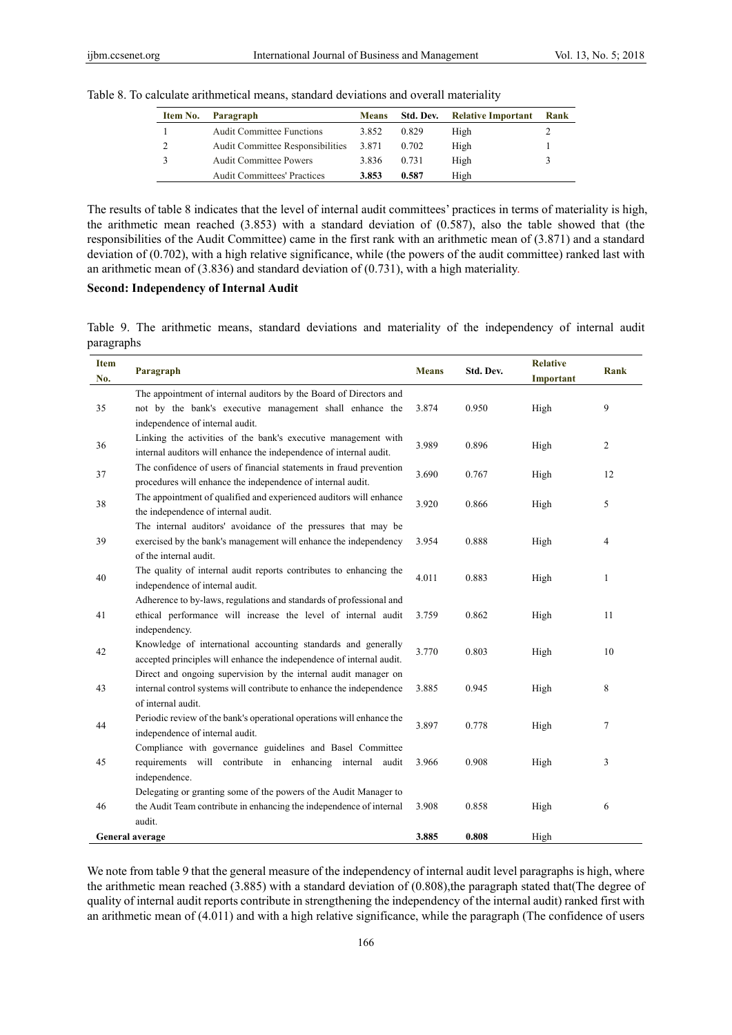Table 8. To calculate arithmetical means, standard deviations and overall materiality

| Item No. | Paragraph | Means | Std. Dev. | Relative Important | Rank |
|---|---|---|---|---|---|
| 1 | Audit Committee Functions | 3.852 | 0.829 | High | 2 |
| 2 | Audit Committee Responsibilities | 3.871 | 0.702 | High | 1 |
| 3 | Audit Committee Powers | 3.836 | 0.731 | High | 3 |
| | Audit Committees' Practices | **3.853** | **0.587** | High | |

The results of table 8 indicates that the level of internal audit committees' practices in terms of materiality is high, the arithmetic mean reached (3.853) with a standard deviation of (0.587), also the table showed that (the responsibilities of the Audit Committee) came in the first rank with an arithmetic mean of (3.871) and a standard deviation of (0.702), with a high relative significance, while (the powers of the audit committee) ranked last with an arithmetic mean of (3.836) and standard deviation of (0.731), with a high materiality.

**Second: Independency of Internal Audit**

Table 9. The arithmetic means, standard deviations and materiality of the independency of internal audit paragraphs

| Item No. | Paragraph | Means | Std. Dev. | Relative Important | Rank |
|---|---|---|---|---|---|
| 35 | The appointment of internal auditors by the Board of Directors and not by the bank's executive management shall enhance the independence of internal audit. | 3.874 | 0.950 | High | 9 |
| 36 | Linking the activities of the bank's executive management with internal auditors will enhance the independence of internal audit. | 3.989 | 0.896 | High | 2 |
| 37 | The confidence of users of financial statements in fraud prevention procedures will enhance the independence of internal audit. | 3.690 | 0.767 | High | 12 |
| 38 | The appointment of qualified and experienced auditors will enhance the independence of internal audit. | 3.920 | 0.866 | High | 5 |
| 39 | The internal auditors' avoidance of the pressures that may be exercised by the bank's management will enhance the independency of the internal audit. | 3.954 | 0.888 | High | 4 |
| 40 | The quality of internal audit reports contributes to enhancing the independence of internal audit. | 4.011 | 0.883 | High | 1 |
| 41 | Adherence to by-laws, regulations and standards of professional and ethical performance will increase the level of internal audit independency. | 3.759 | 0.862 | High | 11 |
| 42 | Knowledge of international accounting standards and generally accepted principles will enhance the independence of internal audit. | 3.770 | 0.803 | High | 10 |
| 43 | Direct and ongoing supervision by the internal audit manager on internal control systems will contribute to enhance the independence of internal audit. | 3.885 | 0.945 | High | 8 |
| 44 | Periodic review of the bank's operational operations will enhance the independence of internal audit. | 3.897 | 0.778 | High | 7 |
| 45 | Compliance with governance guidelines and Basel Committee requirements will contribute in enhancing internal audit independence. | 3.966 | 0.908 | High | 3 |
| 46 | Delegating or granting some of the powers of the Audit Manager to the Audit Team contribute in enhancing the independence of internal audit. | 3.908 | 0.858 | High | 6 |
| **General average** | | **3.885** | **0.808** | High | |

We note from table 9 that the general measure of the independency of internal audit level paragraphs is high, where the arithmetic mean reached (3.885) with a standard deviation of (0.808),the paragraph stated that(The degree of quality of internal audit reports contribute in strengthening the independency of the internal audit) ranked first with an arithmetic mean of (4.011) and with a high relative significance, while the paragraph (The confidence of users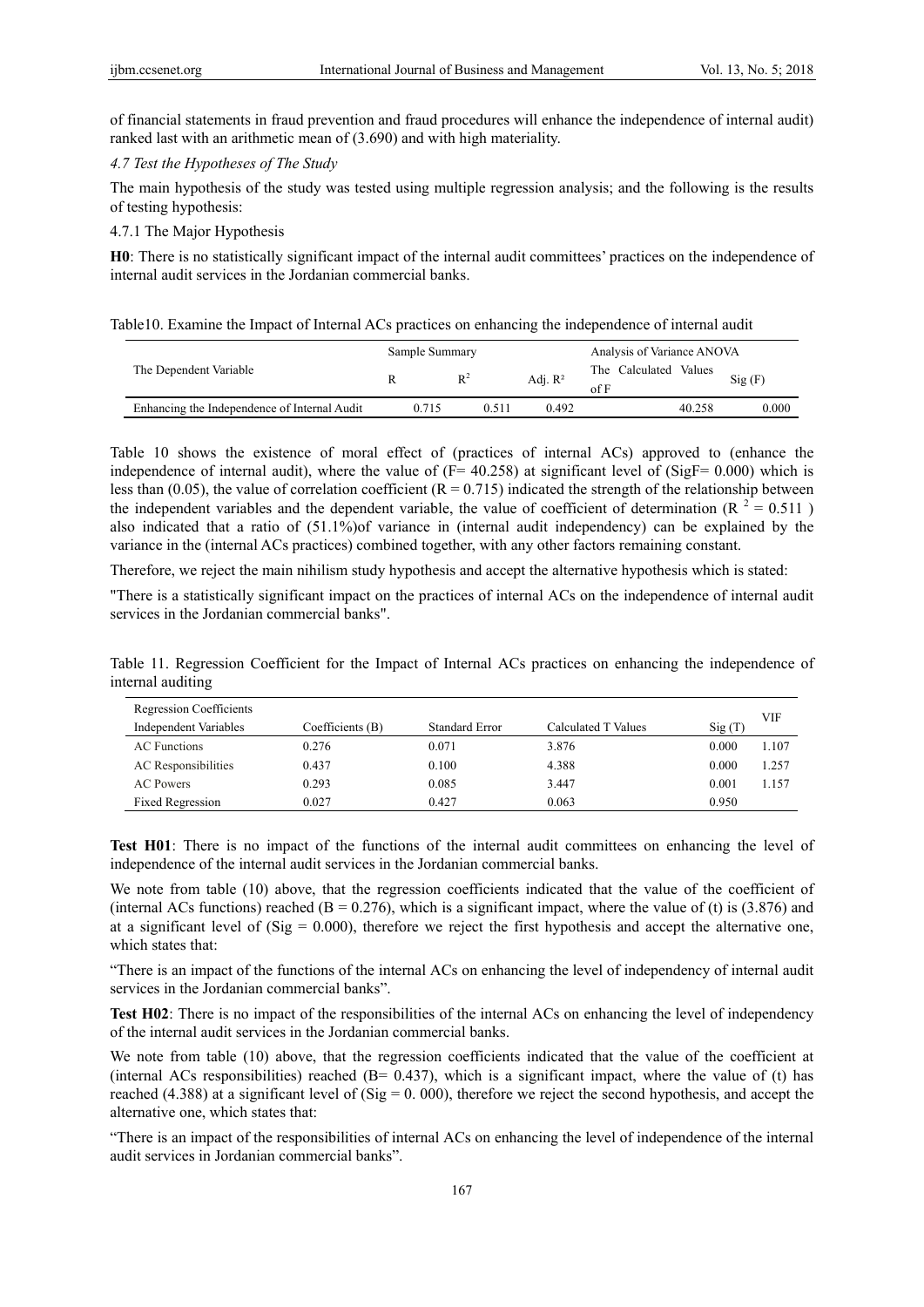of financial statements in fraud prevention and fraud procedures will enhance the independence of internal audit) ranked last with an arithmetic mean of (3.690) and with high materiality.

### *4.7 Test the Hypotheses of The Study*

The main hypothesis of the study was tested using multiple regression analysis; and the following is the results of testing hypothesis:

#### 4.7.1 The Major Hypothesis

**H0**: There is no statistically significant impact of the internal audit committees' practices on the independence of internal audit services in the Jordanian commercial banks.

Table10. Examine the Impact of Internal ACs practices on enhancing the independence of internal audit

| The Dependent Variable | Sample Summary | | | Analysis of Variance ANOVA | |
|---|---|---|---|---|---|
| | R | $R^2$ | Adj. $R^2$ | The Calculated Values of F | Sig (F) |
| Enhancing the Independence of Internal Audit | 0.715 | 0.511 | 0.492 | 40.258 | 0.000 |

Table 10 shows the existence of moral effect of (practices of internal ACs) approved to (enhance the independence of internal audit), where the value of (F= 40.258) at significant level of (SigF= 0.000) which is less than (0.05), the value of correlation coefficient (R = 0.715) indicated the strength of the relationship between the independent variables and the dependent variable, the value of coefficient of determination ($R^2 = 0.511$ ) also indicated that a ratio of (51.1%)of variance in (internal audit independency) can be explained by the variance in the (internal ACs practices) combined together, with any other factors remaining constant.

Therefore, we reject the main nihilism study hypothesis and accept the alternative hypothesis which is stated:

"There is a statistically significant impact on the practices of internal ACs on the independence of internal audit services in the Jordanian commercial banks".

Table 11. Regression Coefficient for the Impact of Internal ACs practices on enhancing the independence of internal auditing

| Regression Coefficients Independent Variables | Coefficients (B) | Standard Error | Calculated T Values | Sig (T) | VIF |
|---|---|---|---|---|---|
| AC Functions | 0.276 | 0.071 | 3.876 | 0.000 | 1.107 |
| AC Responsibilities | 0.437 | 0.100 | 4.388 | 0.000 | 1.257 |
| AC Powers | 0.293 | 0.085 | 3.447 | 0.001 | 1.157 |
| Fixed Regression | 0.027 | 0.427 | 0.063 | 0.950 | |

**Test H01**: There is no impact of the functions of the internal audit committees on enhancing the level of independence of the internal audit services in the Jordanian commercial banks.

We note from table (10) above, that the regression coefficients indicated that the value of the coefficient of (internal ACs functions) reached (B = 0.276), which is a significant impact, where the value of (t) is (3.876) and at a significant level of (Sig = 0.000), therefore we reject the first hypothesis and accept the alternative one, which states that:

"There is an impact of the functions of the internal ACs on enhancing the level of independency of internal audit services in the Jordanian commercial banks".

**Test H02**: There is no impact of the responsibilities of the internal ACs on enhancing the level of independency of the internal audit services in the Jordanian commercial banks.

We note from table (10) above, that the regression coefficients indicated that the value of the coefficient at (internal ACs responsibilities) reached (B= 0.437), which is a significant impact, where the value of (t) has reached (4.388) at a significant level of (Sig = 0. 000), therefore we reject the second hypothesis, and accept the alternative one, which states that:

"There is an impact of the responsibilities of internal ACs on enhancing the level of independence of the internal audit services in Jordanian commercial banks".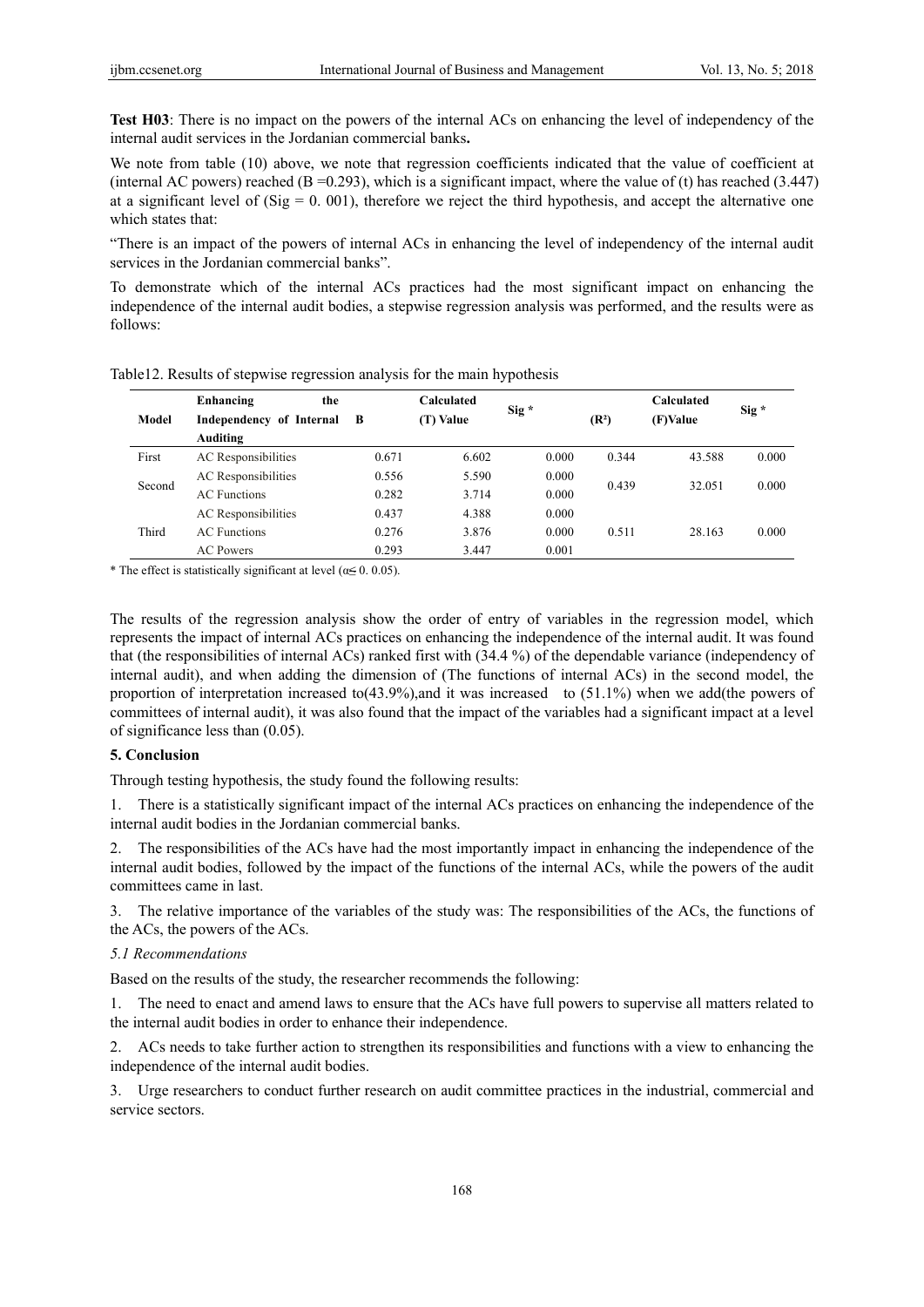**Test H03**: There is no impact on the powers of the internal ACs on enhancing the level of independency of the internal audit services in the Jordanian commercial banks**.**

We note from table (10) above, we note that regression coefficients indicated that the value of coefficient at (internal AC powers) reached (B =0.293), which is a significant impact, where the value of (t) has reached (3.447) at a significant level of (Sig = 0. 001), therefore we reject the third hypothesis, and accept the alternative one which states that:

"There is an impact of the powers of internal ACs in enhancing the level of independency of the internal audit services in the Jordanian commercial banks".

To demonstrate which of the internal ACs practices had the most significant impact on enhancing the independence of the internal audit bodies, a stepwise regression analysis was performed, and the results were as follows:

Table12. Results of stepwise regression analysis for the main hypothesis

| Model | Enhancing the Independency of Internal Auditing | B | Calculated (T) Value | Sig * | ($R^2$) | Calculated (F)Value | Sig * |
|---|---|---|---|---|---|---|---|
| First | AC Responsibilities | 0.671 | 6.602 | 0.000 | 0.344 | 43.588 | 0.000 |
| Second | AC Responsibilities | 0.556 | 5.590 | 0.000 | 0.439 | 32.051 | 0.000 |
| | AC Functions | 0.282 | 3.714 | 0.000 | | | |
| Third | AC Responsibilities | 0.437 | 4.388 | 0.000 | 0.511 | 28.163 | 0.000 |
| | AC Functions | 0.276 | 3.876 | 0.000 | | | |
| | AC Powers | 0.293 | 3.447 | 0.001 | | | |

\* The effect is statistically significant at level ($\alpha \leq 0.\ 0.05$).

The results of the regression analysis show the order of entry of variables in the regression model, which represents the impact of internal ACs practices on enhancing the independence of the internal audit. It was found that (the responsibilities of internal ACs) ranked first with (34.4 %) of the dependable variance (independency of internal audit), and when adding the dimension of (The functions of internal ACs) in the second model, the proportion of interpretation increased to(43.9%),and it was increased to (51.1%) when we add(the powers of committees of internal audit), it was also found that the impact of the variables had a significant impact at a level of significance less than (0.05).

## 5. Conclusion

Through testing hypothesis, the study found the following results:

1. There is a statistically significant impact of the internal ACs practices on enhancing the independence of the internal audit bodies in the Jordanian commercial banks.

2. The responsibilities of the ACs have had the most importantly impact in enhancing the independence of the internal audit bodies, followed by the impact of the functions of the internal ACs, while the powers of the audit committees came in last.

3. The relative importance of the variables of the study was: The responsibilities of the ACs, the functions of the ACs, the powers of the ACs.

### *5.1 Recommendations*

Based on the results of the study, the researcher recommends the following:

1. The need to enact and amend laws to ensure that the ACs have full powers to supervise all matters related to the internal audit bodies in order to enhance their independence.

2. ACs needs to take further action to strengthen its responsibilities and functions with a view to enhancing the independence of the internal audit bodies.

3. Urge researchers to conduct further research on audit committee practices in the industrial, commercial and service sectors.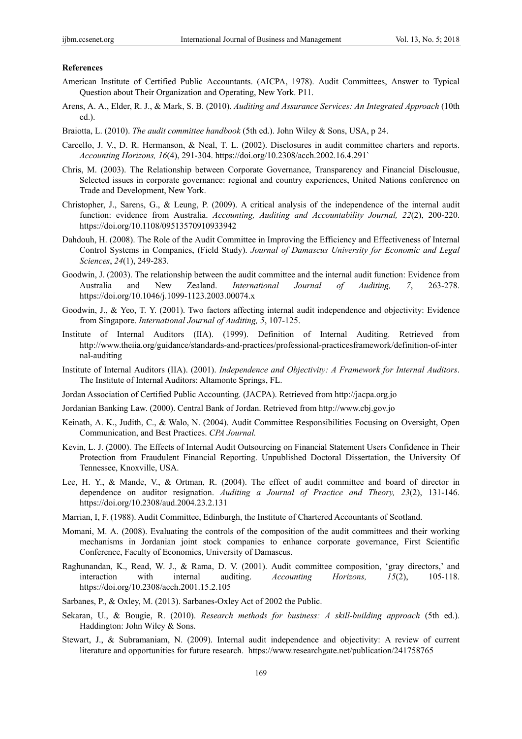**References**

American Institute of Certified Public Accountants. (AICPA, 1978). Audit Committees, Answer to Typical Question about Their Organization and Operating, New York. P11.

Arens, A. A., Elder, R. J., & Mark, S. B. (2010). *Auditing and Assurance Services: An Integrated Approach* (10th ed.).

Braiotta, L. (2010). *The audit committee handbook* (5th ed.). John Wiley & Sons, USA, p 24.

Carcello, J. V., D. R. Hermanson, & Neal, T. L. (2002). Disclosures in audit committee charters and reports. *Accounting Horizons, 16*(4), 291-304. https://doi.org/10.2308/acch.2002.16.4.291`

Chris, M. (2003). The Relationship between Corporate Governance, Transparency and Financial Disclousue, Selected issues in corporate governance: regional and country experiences, United Nations conference on Trade and Development, New York.

Christopher, J., Sarens, G., & Leung, P. (2009). A critical analysis of the independence of the internal audit function: evidence from Australia. *Accounting, Auditing and Accountability Journal, 22*(2), 200-220. https://doi.org/10.1108/09513570910933942

Dahdouh, H. (2008). The Role of the Audit Committee in Improving the Efficiency and Effectiveness of Internal Control Systems in Companies, (Field Study). *Journal of Damascus University for Economic and Legal Sciences*, *24*(1), 249-283.

Goodwin, J. (2003). The relationship between the audit committee and the internal audit function: Evidence from Australia and New Zealand. *International Journal of Auditing, 7*, 263-278. https://doi.org/10.1046/j.1099-1123.2003.00074.x

Goodwin, J., & Yeo, T. Y. (2001). Two factors affecting internal audit independence and objectivity: Evidence from Singapore. *International Journal of Auditing, 5*, 107-125.

Institute of Internal Auditors (IIA). (1999). Definition of Internal Auditing. Retrieved from http://www.theiia.org/guidance/standards-and-practices/professional-practicesframework/definition-of-internal-auditing

Institute of Internal Auditors (IIA). (2001). *Independence and Objectivity: A Framework for Internal Auditors*. The Institute of Internal Auditors: Altamonte Springs, FL.

Jordan Association of Certified Public Accounting. (JACPA). Retrieved from http://jacpa.org.jo

Jordanian Banking Law. (2000). Central Bank of Jordan. Retrieved from http://www.cbj.gov.jo

Keinath, A. K., Judith, C., & Walo, N. (2004). Audit Committee Responsibilities Focusing on Oversight, Open Communication, and Best Practices. *CPA Journal.*

Kevin, L. J. (2000). The Effects of Internal Audit Outsourcing on Financial Statement Users Confidence in Their Protection from Fraudulent Financial Reporting. Unpublished Doctoral Dissertation, the University Of Tennessee, Knoxville, USA.

Lee, H. Y., & Mande, V., & Ortman, R. (2004). The effect of audit committee and board of director in dependence on auditor resignation. *Auditing a Journal of Practice and Theory, 23*(2), 131-146. https://doi.org/10.2308/aud.2004.23.2.131

Marrian, I, F. (1988). Audit Committee, Edinburgh, the Institute of Chartered Accountants of Scotland.

Momani, M. A. (2008). Evaluating the controls of the composition of the audit committees and their working mechanisms in Jordanian joint stock companies to enhance corporate governance, First Scientific Conference, Faculty of Economics, University of Damascus.

Raghunandan, K., Read, W. J., & Rama, D. V. (2001). Audit committee composition, 'gray directors,' and interaction with internal auditing. *Accounting Horizons, 15*(2), 105-118. https://doi.org/10.2308/acch.2001.15.2.105

Sarbanes, P., & Oxley, M. (2013). Sarbanes-Oxley Act of 2002 the Public.

Sekaran, U., & Bougie, R. (2010). *Research methods for business: A skill-building approach* (5th ed.). Haddington: John Wiley & Sons.

Stewart, J., & Subramaniam, N. (2009). Internal audit independence and objectivity: A review of current literature and opportunities for future research. https://www.researchgate.net/publication/241758765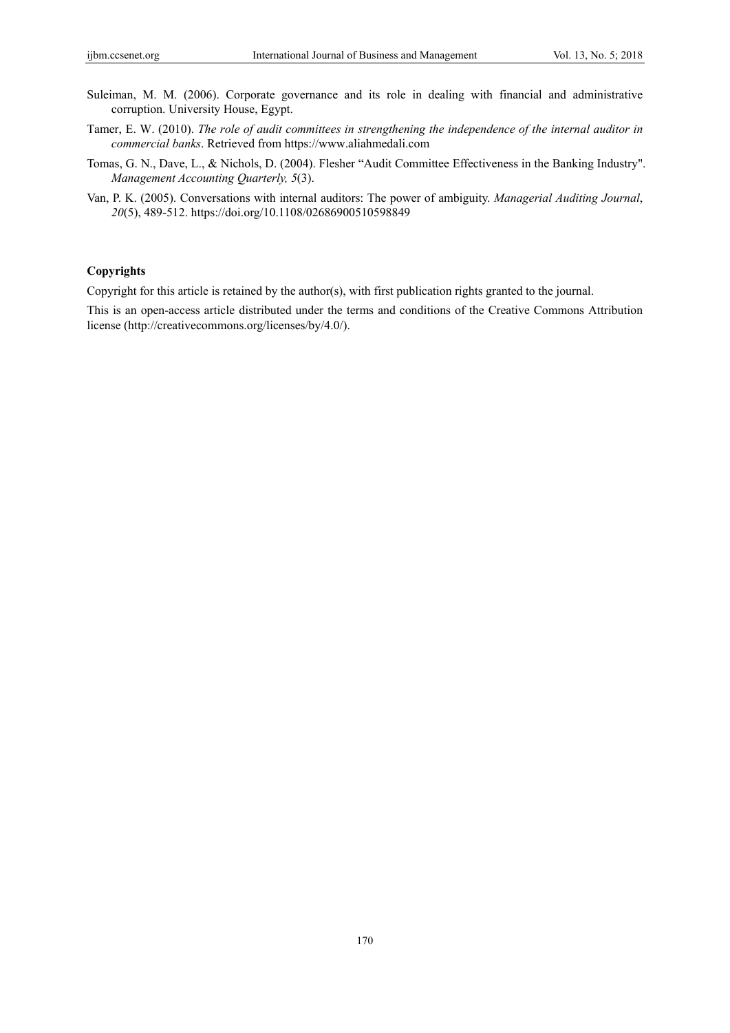Suleiman, M. M. (2006). Corporate governance and its role in dealing with financial and administrative corruption. University House, Egypt.

Tamer, E. W. (2010). *The role of audit committees in strengthening the independence of the internal auditor in commercial banks*. Retrieved from https://www.aliahmedali.com

Tomas, G. N., Dave, L., & Nichols, D. (2004). Flesher "Audit Committee Effectiveness in the Banking Industry". *Management Accounting Quarterly, 5*(3).

Van, P. K. (2005). Conversations with internal auditors: The power of ambiguity. *Managerial Auditing Journal*, *20*(5), 489-512. https://doi.org/10.1108/02686900510598849

**Copyrights**

Copyright for this article is retained by the author(s), with first publication rights granted to the journal.

This is an open-access article distributed under the terms and conditions of the Creative Commons Attribution license (http://creativecommons.org/licenses/by/4.0/).